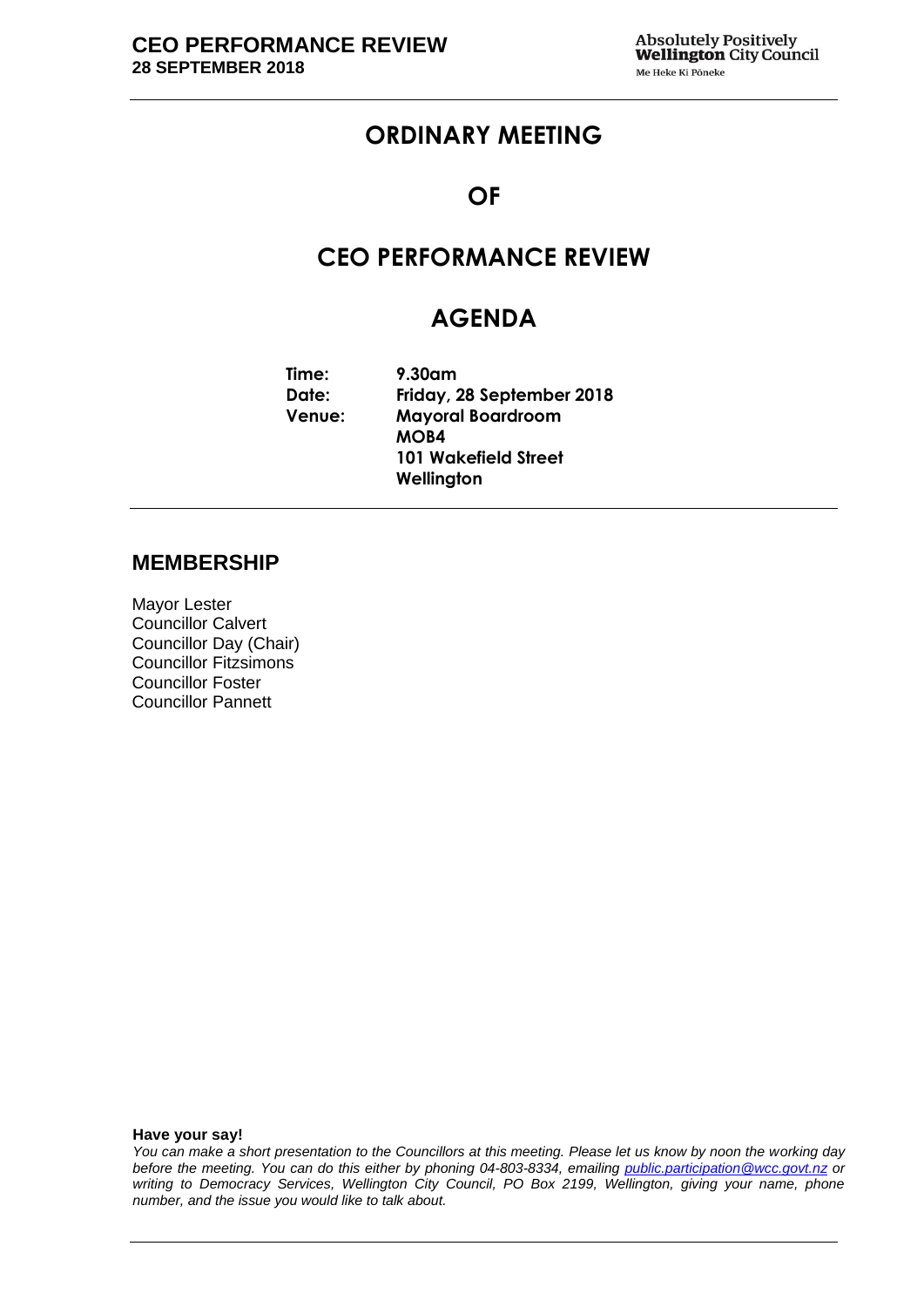# ORDINARY MEETING

# OF

# CEO PERFORMANCE REVIEW

# AGENDA

**Time:** 9.30am
**Date:** Friday, 28 September 2018
**Venue:** Mayoral Boardroom
MOB4
101 Wakefield Street
Wellington

## MEMBERSHIP

Mayor Lester
Councillor Calvert
Councillor Day (Chair)
Councillor Fitzsimons
Councillor Foster
Councillor Pannett

**Have your say!**

*You can make a short presentation to the Councillors at this meeting. Please let us know by noon the working day before the meeting. You can do this either by phoning 04-803-8334, emailing public.participation@wcc.govt.nz or writing to Democracy Services, Wellington City Council, PO Box 2199, Wellington, giving your name, phone number, and the issue you would like to talk about.*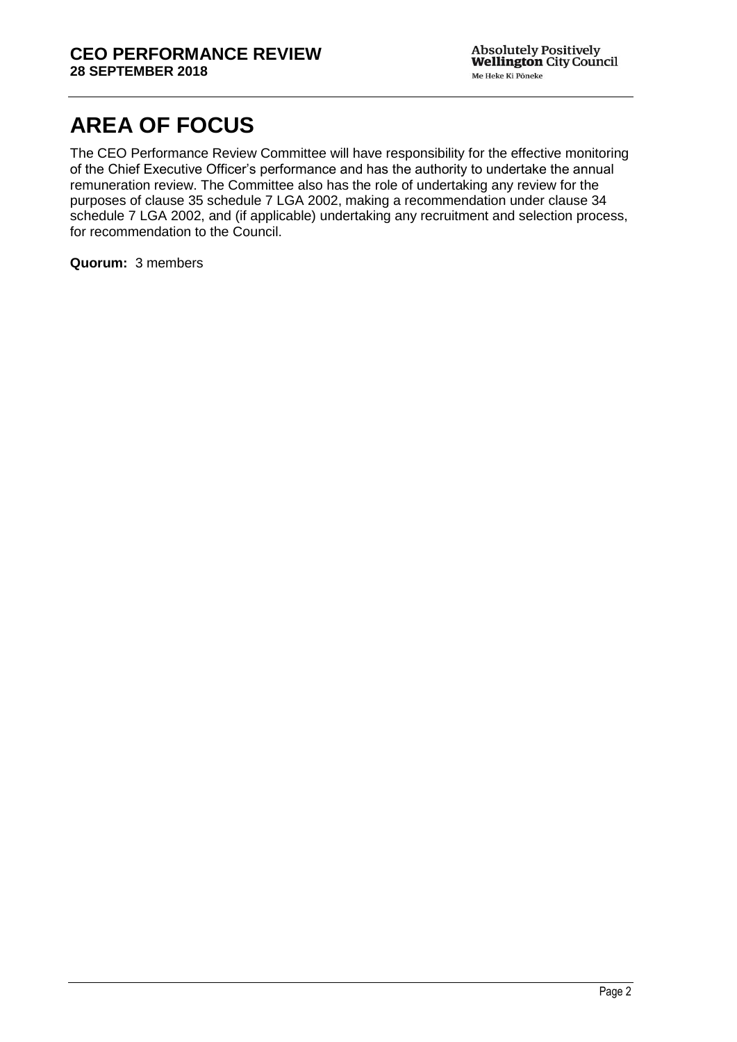# AREA OF FOCUS

The CEO Performance Review Committee will have responsibility for the effective monitoring of the Chief Executive Officer's performance and has the authority to undertake the annual remuneration review. The Committee also has the role of undertaking any review for the purposes of clause 35 schedule 7 LGA 2002, making a recommendation under clause 34 schedule 7 LGA 2002, and (if applicable) undertaking any recruitment and selection process, for recommendation to the Council.

**Quorum:** 3 members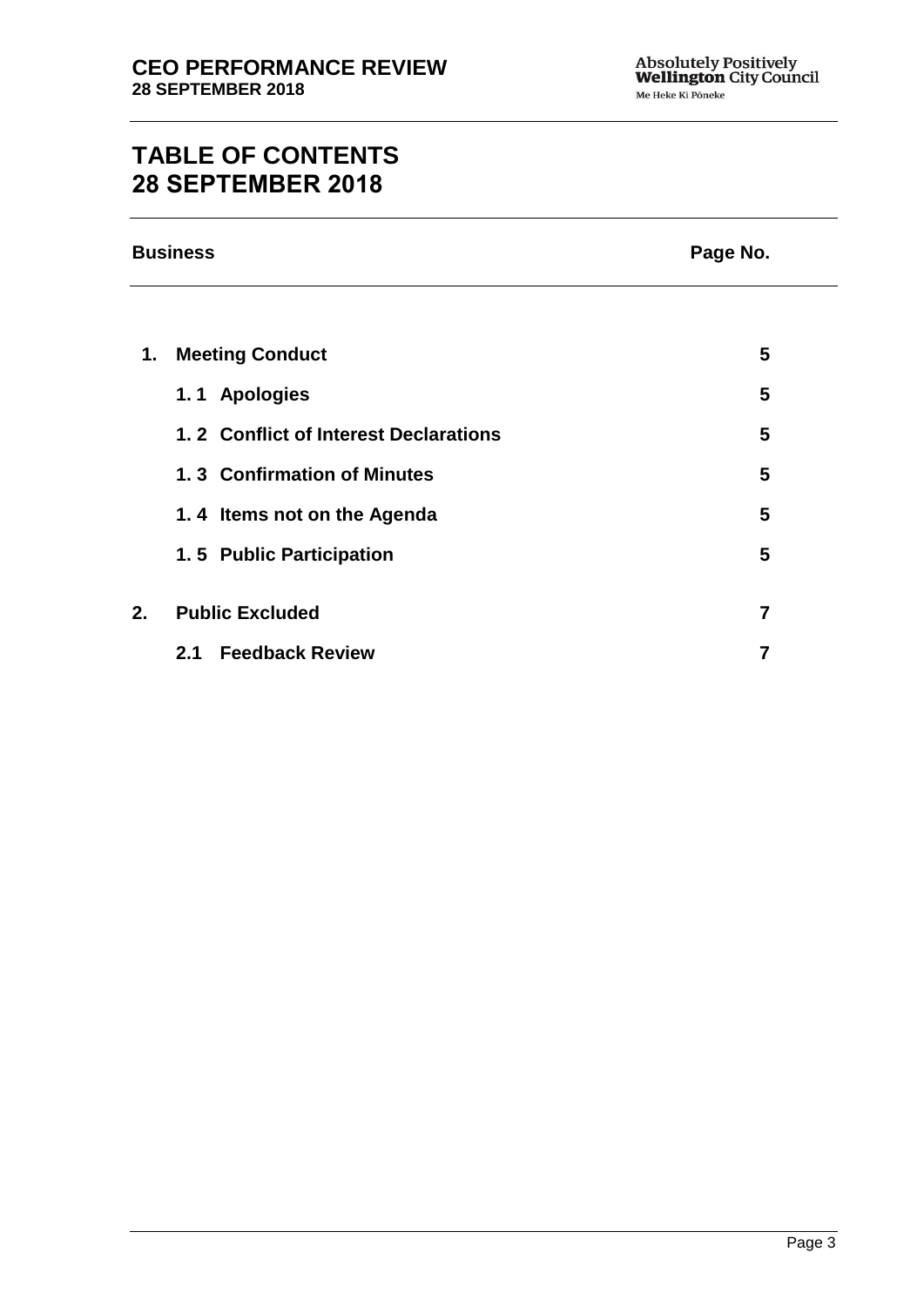# TABLE OF CONTENTS
# 28 SEPTEMBER 2018

| Business | Page No. |
|---|---|
| **1. Meeting Conduct** | **5** |
| **1.1 Apologies** | **5** |
| **1.2 Conflict of Interest Declarations** | **5** |
| **1.3 Confirmation of Minutes** | **5** |
| **1.4 Items not on the Agenda** | **5** |
| **1.5 Public Participation** | **5** |
| **2. Public Excluded** | **7** |
| **2.1 Feedback Review** | **7** |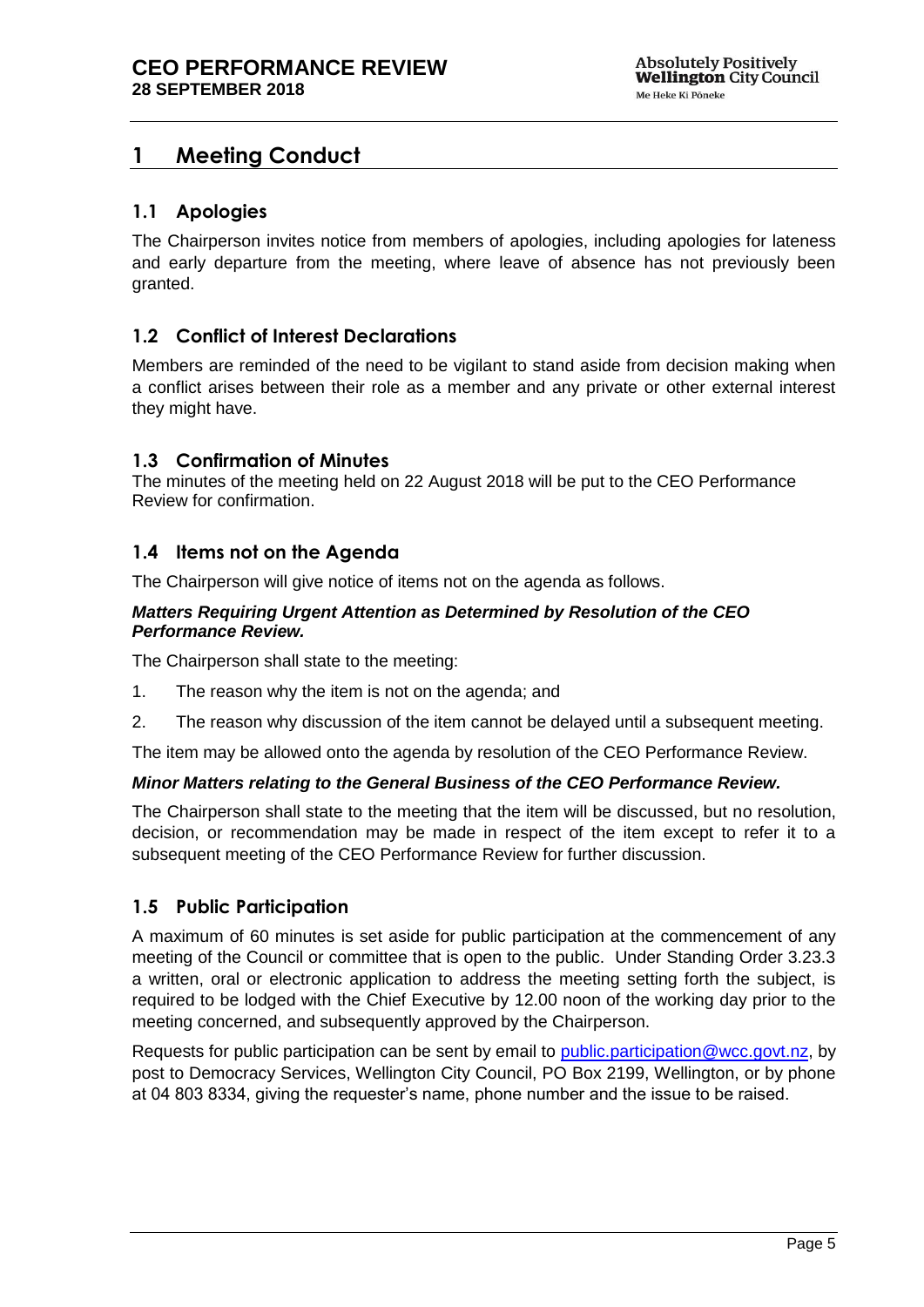# 1 Meeting Conduct

## 1.1 Apologies

The Chairperson invites notice from members of apologies, including apologies for lateness and early departure from the meeting, where leave of absence has not previously been granted.

## 1.2 Conflict of Interest Declarations

Members are reminded of the need to be vigilant to stand aside from decision making when a conflict arises between their role as a member and any private or other external interest they might have.

## 1.3 Confirmation of Minutes

The minutes of the meeting held on 22 August 2018 will be put to the CEO Performance Review for confirmation.

## 1.4 Items not on the Agenda

The Chairperson will give notice of items not on the agenda as follows.

***Matters Requiring Urgent Attention as Determined by Resolution of the CEO Performance Review.***

The Chairperson shall state to the meeting:

1. The reason why the item is not on the agenda; and
2. The reason why discussion of the item cannot be delayed until a subsequent meeting.

The item may be allowed onto the agenda by resolution of the CEO Performance Review.

***Minor Matters relating to the General Business of the CEO Performance Review.***

The Chairperson shall state to the meeting that the item will be discussed, but no resolution, decision, or recommendation may be made in respect of the item except to refer it to a subsequent meeting of the CEO Performance Review for further discussion.

## 1.5 Public Participation

A maximum of 60 minutes is set aside for public participation at the commencement of any meeting of the Council or committee that is open to the public. Under Standing Order 3.23.3 a written, oral or electronic application to address the meeting setting forth the subject, is required to be lodged with the Chief Executive by 12.00 noon of the working day prior to the meeting concerned, and subsequently approved by the Chairperson.

Requests for public participation can be sent by email to public.participation@wcc.govt.nz, by post to Democracy Services, Wellington City Council, PO Box 2199, Wellington, or by phone at 04 803 8334, giving the requester's name, phone number and the issue to be raised.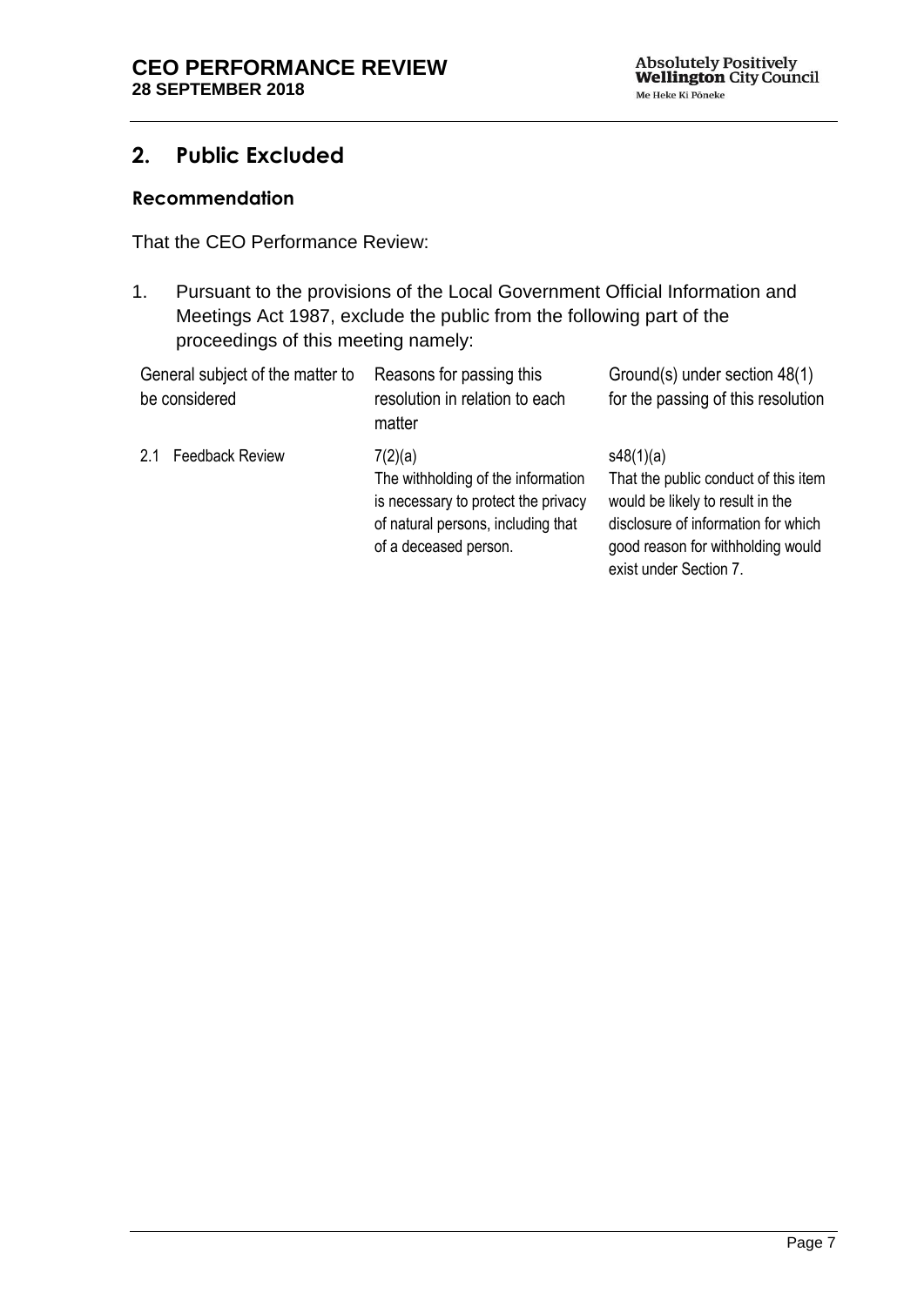## 2. Public Excluded

### Recommendation

That the CEO Performance Review:

1. Pursuant to the provisions of the Local Government Official Information and Meetings Act 1987, exclude the public from the following part of the proceedings of this meeting namely:

| General subject of the matter to be considered | Reasons for passing this resolution in relation to each matter | Ground(s) under section 48(1) for the passing of this resolution |
|---|---|---|
| 2.1 Feedback Review | 7(2)(a)<br>The withholding of the information is necessary to protect the privacy of natural persons, including that of a deceased person. | s48(1)(a)<br>That the public conduct of this item would be likely to result in the disclosure of information for which good reason for withholding would exist under Section 7. |